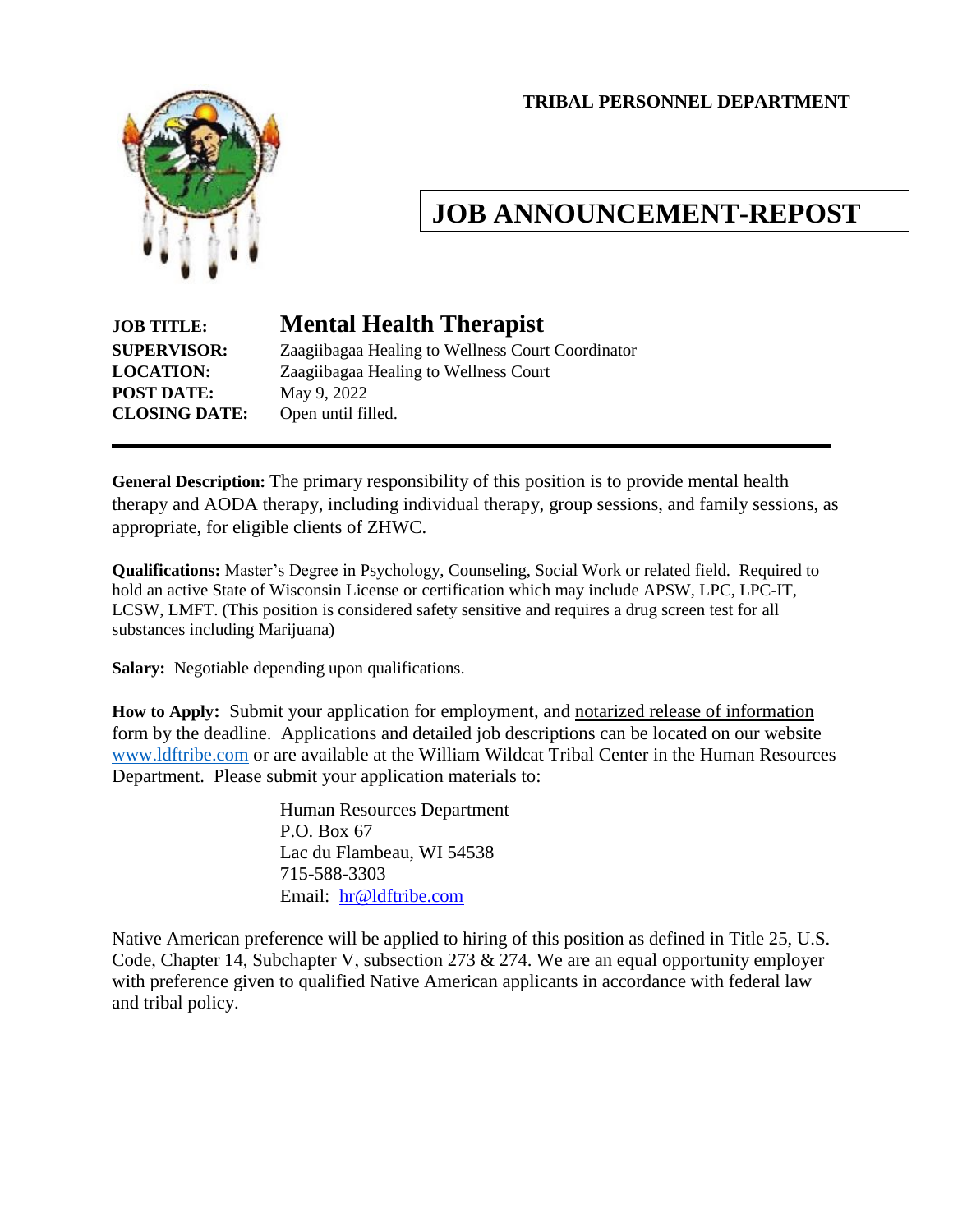**TRIBAL PERSONNEL DEPARTMENT**

# JOB ANNOUNCEMENT-REPOST

**JOB TITLE:** **Mental Health Therapist**
**SUPERVISOR:** Zaagiibagaa Healing to Wellness Court Coordinator
**LOCATION:** Zaagiibagaa Healing to Wellness Court
**POST DATE:** May 9, 2022
**CLOSING DATE:** Open until filled.

---

**General Description:** The primary responsibility of this position is to provide mental health therapy and AODA therapy, including individual therapy, group sessions, and family sessions, as appropriate, for eligible clients of ZHWC.

**Qualifications:** Master's Degree in Psychology, Counseling, Social Work or related field. Required to hold an active State of Wisconsin License or certification which may include APSW, LPC, LPC-IT, LCSW, LMFT. (This position is considered safety sensitive and requires a drug screen test for all substances including Marijuana)

**Salary:** Negotiable depending upon qualifications.

**How to Apply:** Submit your application for employment, and notarized release of information form by the deadline. Applications and detailed job descriptions can be located on our website www.ldftribe.com or are available at the William Wildcat Tribal Center in the Human Resources Department. Please submit your application materials to:

Human Resources Department
P.O. Box 67
Lac du Flambeau, WI 54538
715-588-3303
Email: hr@ldftribe.com

Native American preference will be applied to hiring of this position as defined in Title 25, U.S. Code, Chapter 14, Subchapter V, subsection 273 & 274. We are an equal opportunity employer with preference given to qualified Native American applicants in accordance with federal law and tribal policy.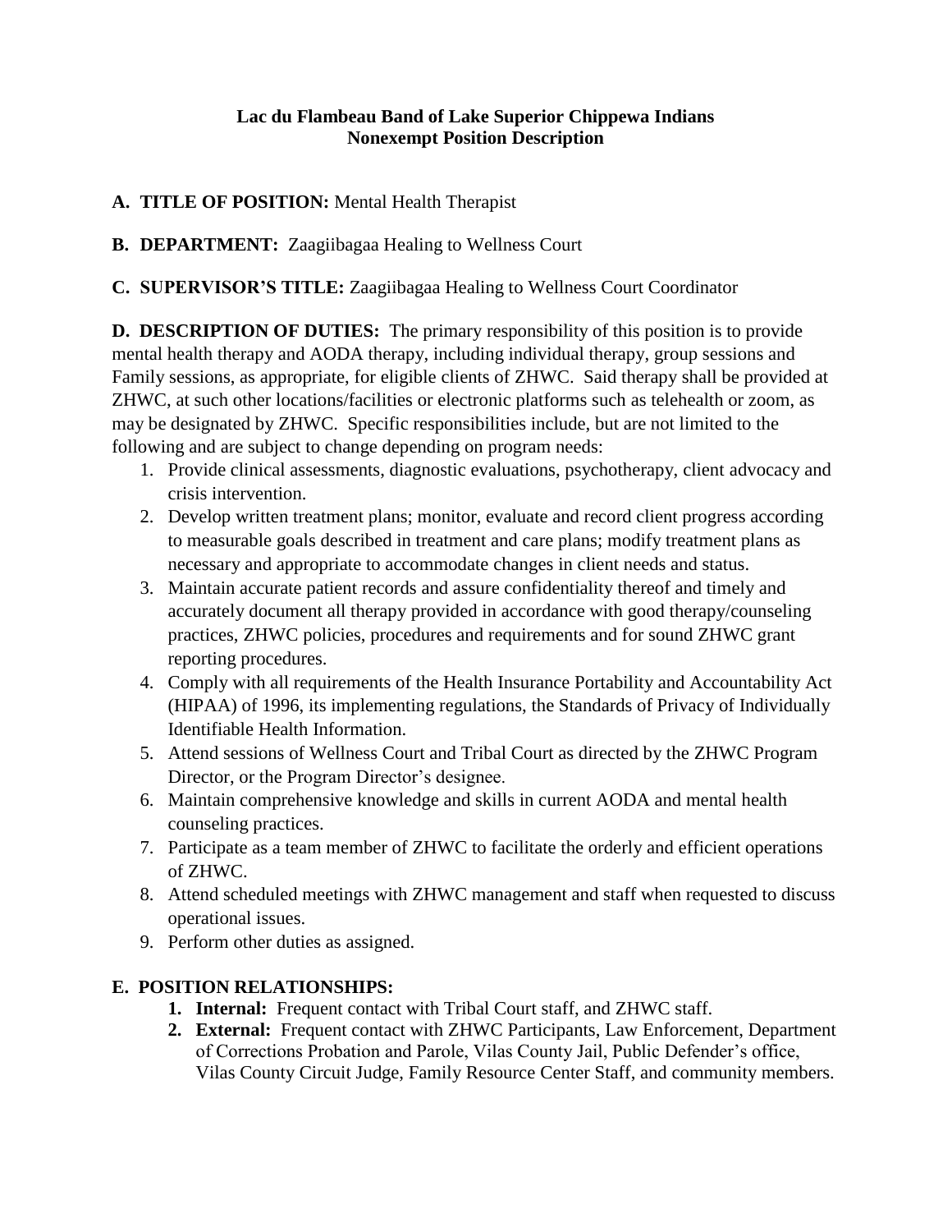**Lac du Flambeau Band of Lake Superior Chippewa Indians**
**Nonexempt Position Description**

**A. TITLE OF POSITION:** Mental Health Therapist

**B. DEPARTMENT:** Zaagiibagaa Healing to Wellness Court

**C. SUPERVISOR'S TITLE:** Zaagiibagaa Healing to Wellness Court Coordinator

**D. DESCRIPTION OF DUTIES:** The primary responsibility of this position is to provide mental health therapy and AODA therapy, including individual therapy, group sessions and Family sessions, as appropriate, for eligible clients of ZHWC. Said therapy shall be provided at ZHWC, at such other locations/facilities or electronic platforms such as telehealth or zoom, as may be designated by ZHWC. Specific responsibilities include, but are not limited to the following and are subject to change depending on program needs:

1. Provide clinical assessments, diagnostic evaluations, psychotherapy, client advocacy and crisis intervention.
2. Develop written treatment plans; monitor, evaluate and record client progress according to measurable goals described in treatment and care plans; modify treatment plans as necessary and appropriate to accommodate changes in client needs and status.
3. Maintain accurate patient records and assure confidentiality thereof and timely and accurately document all therapy provided in accordance with good therapy/counseling practices, ZHWC policies, procedures and requirements and for sound ZHWC grant reporting procedures.
4. Comply with all requirements of the Health Insurance Portability and Accountability Act (HIPAA) of 1996, its implementing regulations, the Standards of Privacy of Individually Identifiable Health Information.
5. Attend sessions of Wellness Court and Tribal Court as directed by the ZHWC Program Director, or the Program Director's designee.
6. Maintain comprehensive knowledge and skills in current AODA and mental health counseling practices.
7. Participate as a team member of ZHWC to facilitate the orderly and efficient operations of ZHWC.
8. Attend scheduled meetings with ZHWC management and staff when requested to discuss operational issues.
9. Perform other duties as assigned.

**E. POSITION RELATIONSHIPS:**

1. **Internal:** Frequent contact with Tribal Court staff, and ZHWC staff.
2. **External:** Frequent contact with ZHWC Participants, Law Enforcement, Department of Corrections Probation and Parole, Vilas County Jail, Public Defender's office, Vilas County Circuit Judge, Family Resource Center Staff, and community members.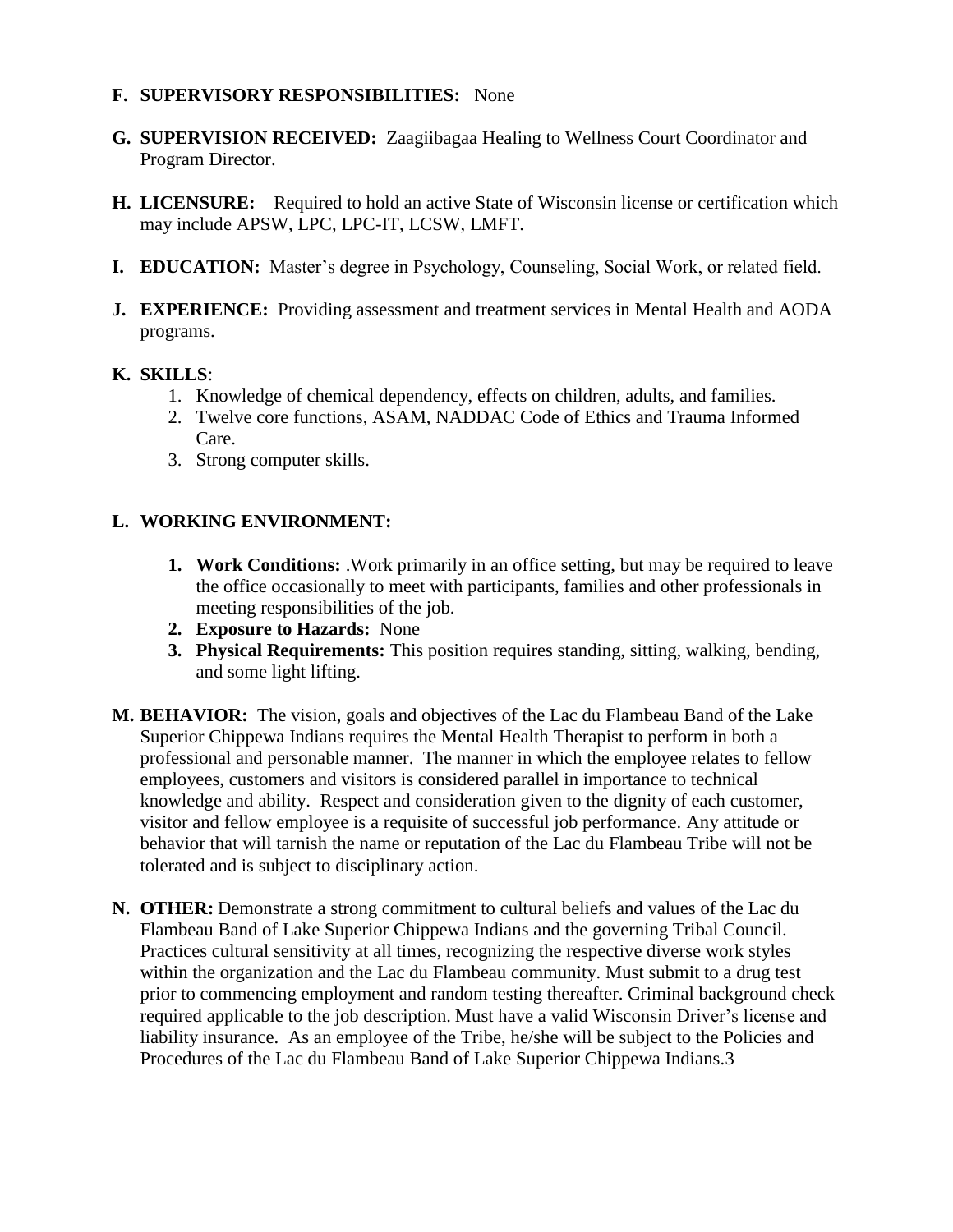**F. SUPERVISORY RESPONSIBILITIES:** None

**G. SUPERVISION RECEIVED:** Zaagiibagaa Healing to Wellness Court Coordinator and Program Director.

**H. LICENSURE:** Required to hold an active State of Wisconsin license or certification which may include APSW, LPC, LPC-IT, LCSW, LMFT.

**I. EDUCATION:** Master's degree in Psychology, Counseling, Social Work, or related field.

**J. EXPERIENCE:** Providing assessment and treatment services in Mental Health and AODA programs.

**K. SKILLS**:

1. Knowledge of chemical dependency, effects on children, adults, and families.
2. Twelve core functions, ASAM, NADDAC Code of Ethics and Trauma Informed Care.
3. Strong computer skills.

**L. WORKING ENVIRONMENT:**

1. **Work Conditions:** .Work primarily in an office setting, but may be required to leave the office occasionally to meet with participants, families and other professionals in meeting responsibilities of the job.
2. **Exposure to Hazards:** None
3. **Physical Requirements:** This position requires standing, sitting, walking, bending, and some light lifting.

**M. BEHAVIOR:** The vision, goals and objectives of the Lac du Flambeau Band of the Lake Superior Chippewa Indians requires the Mental Health Therapist to perform in both a professional and personable manner. The manner in which the employee relates to fellow employees, customers and visitors is considered parallel in importance to technical knowledge and ability. Respect and consideration given to the dignity of each customer, visitor and fellow employee is a requisite of successful job performance. Any attitude or behavior that will tarnish the name or reputation of the Lac du Flambeau Tribe will not be tolerated and is subject to disciplinary action.

**N. OTHER:** Demonstrate a strong commitment to cultural beliefs and values of the Lac du Flambeau Band of Lake Superior Chippewa Indians and the governing Tribal Council. Practices cultural sensitivity at all times, recognizing the respective diverse work styles within the organization and the Lac du Flambeau community. Must submit to a drug test prior to commencing employment and random testing thereafter. Criminal background check required applicable to the job description. Must have a valid Wisconsin Driver's license and liability insurance. As an employee of the Tribe, he/she will be subject to the Policies and Procedures of the Lac du Flambeau Band of Lake Superior Chippewa Indians.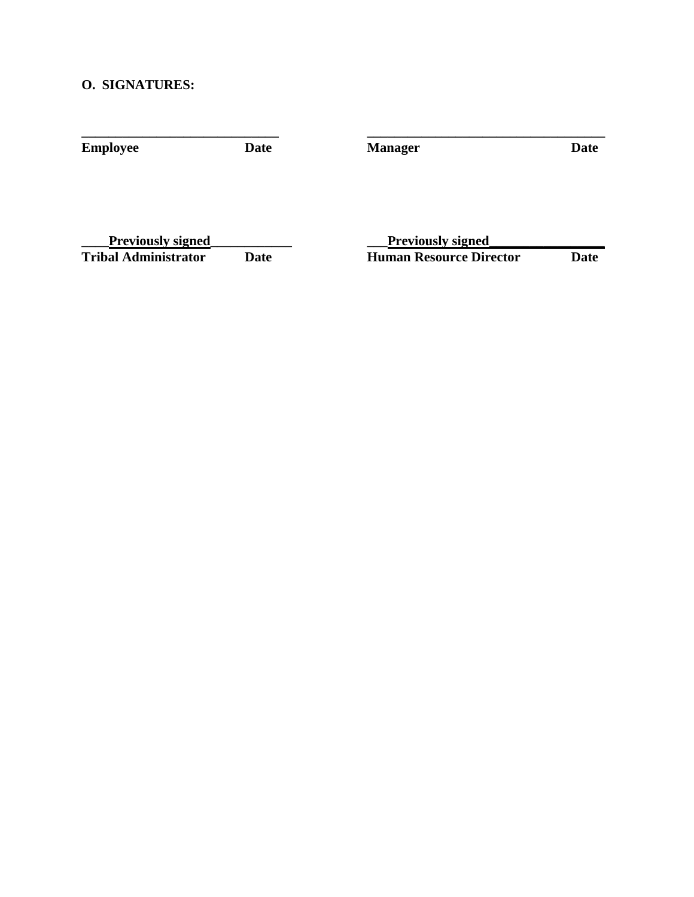**O. SIGNATURES:**

| | |
|---|---|
| ______________________________ | ____________________________________ |
| **Employee          Date** | **Manager          Date** |
| ____**Previously signed**____________ | ___**Previously signed**_________________ |
| **Tribal Administrator          Date** | **Human Resource Director          Date** |